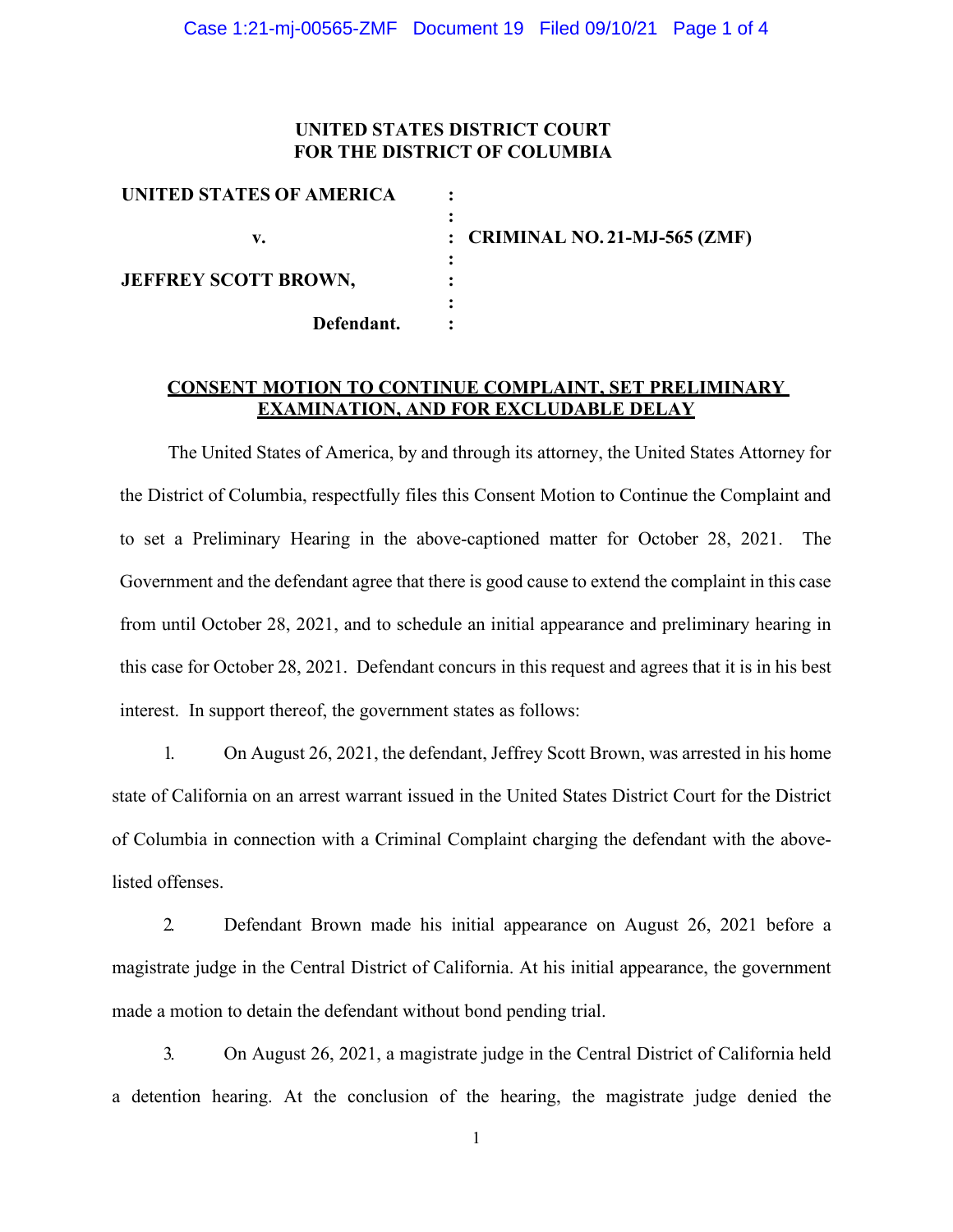**UNITED STATES DISTRICT COURT**
**FOR THE DISTRICT OF COLUMBIA**

| | | |
|---|---|---|
| **UNITED STATES OF AMERICA** | : | |
| | : | |
| **v.** | : | **CRIMINAL NO. 21-MJ-565 (ZMF)** |
| | : | |
| **JEFFREY SCOTT BROWN,** | : | |
| | : | |
| **Defendant.** | : | |

**CONSENT MOTION TO CONTINUE COMPLAINT, SET PRELIMINARY EXAMINATION, AND FOR EXCLUDABLE DELAY**

The United States of America, by and through its attorney, the United States Attorney for the District of Columbia, respectfully files this Consent Motion to Continue the Complaint and to set a Preliminary Hearing in the above-captioned matter for October 28, 2021. The Government and the defendant agree that there is good cause to extend the complaint in this case from until October 28, 2021, and to schedule an initial appearance and preliminary hearing in this case for October 28, 2021. Defendant concurs in this request and agrees that it is in his best interest. In support thereof, the government states as follows:

1. On August 26, 2021, the defendant, Jeffrey Scott Brown, was arrested in his home state of California on an arrest warrant issued in the United States District Court for the District of Columbia in connection with a Criminal Complaint charging the defendant with the above-listed offenses.

2. Defendant Brown made his initial appearance on August 26, 2021 before a magistrate judge in the Central District of California. At his initial appearance, the government made a motion to detain the defendant without bond pending trial.

3. On August 26, 2021, a magistrate judge in the Central District of California held a detention hearing. At the conclusion of the hearing, the magistrate judge denied the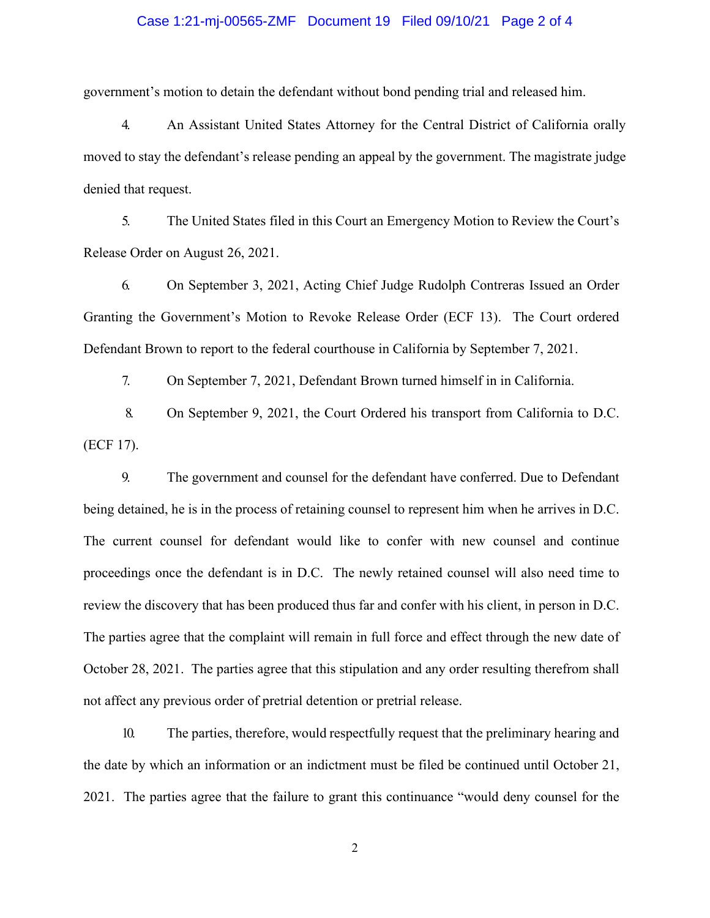government's motion to detain the defendant without bond pending trial and released him.

4. An Assistant United States Attorney for the Central District of California orally moved to stay the defendant's release pending an appeal by the government. The magistrate judge denied that request.

5. The United States filed in this Court an Emergency Motion to Review the Court's Release Order on August 26, 2021.

6. On September 3, 2021, Acting Chief Judge Rudolph Contreras Issued an Order Granting the Government's Motion to Revoke Release Order (ECF 13). The Court ordered Defendant Brown to report to the federal courthouse in California by September 7, 2021.

7. On September 7, 2021, Defendant Brown turned himself in in California.

8. On September 9, 2021, the Court Ordered his transport from California to D.C. (ECF 17).

9. The government and counsel for the defendant have conferred. Due to Defendant being detained, he is in the process of retaining counsel to represent him when he arrives in D.C. The current counsel for defendant would like to confer with new counsel and continue proceedings once the defendant is in D.C. The newly retained counsel will also need time to review the discovery that has been produced thus far and confer with his client, in person in D.C. The parties agree that the complaint will remain in full force and effect through the new date of October 28, 2021. The parties agree that this stipulation and any order resulting therefrom shall not affect any previous order of pretrial detention or pretrial release.

10. The parties, therefore, would respectfully request that the preliminary hearing and the date by which an information or an indictment must be filed be continued until October 21, 2021. The parties agree that the failure to grant this continuance "would deny counsel for the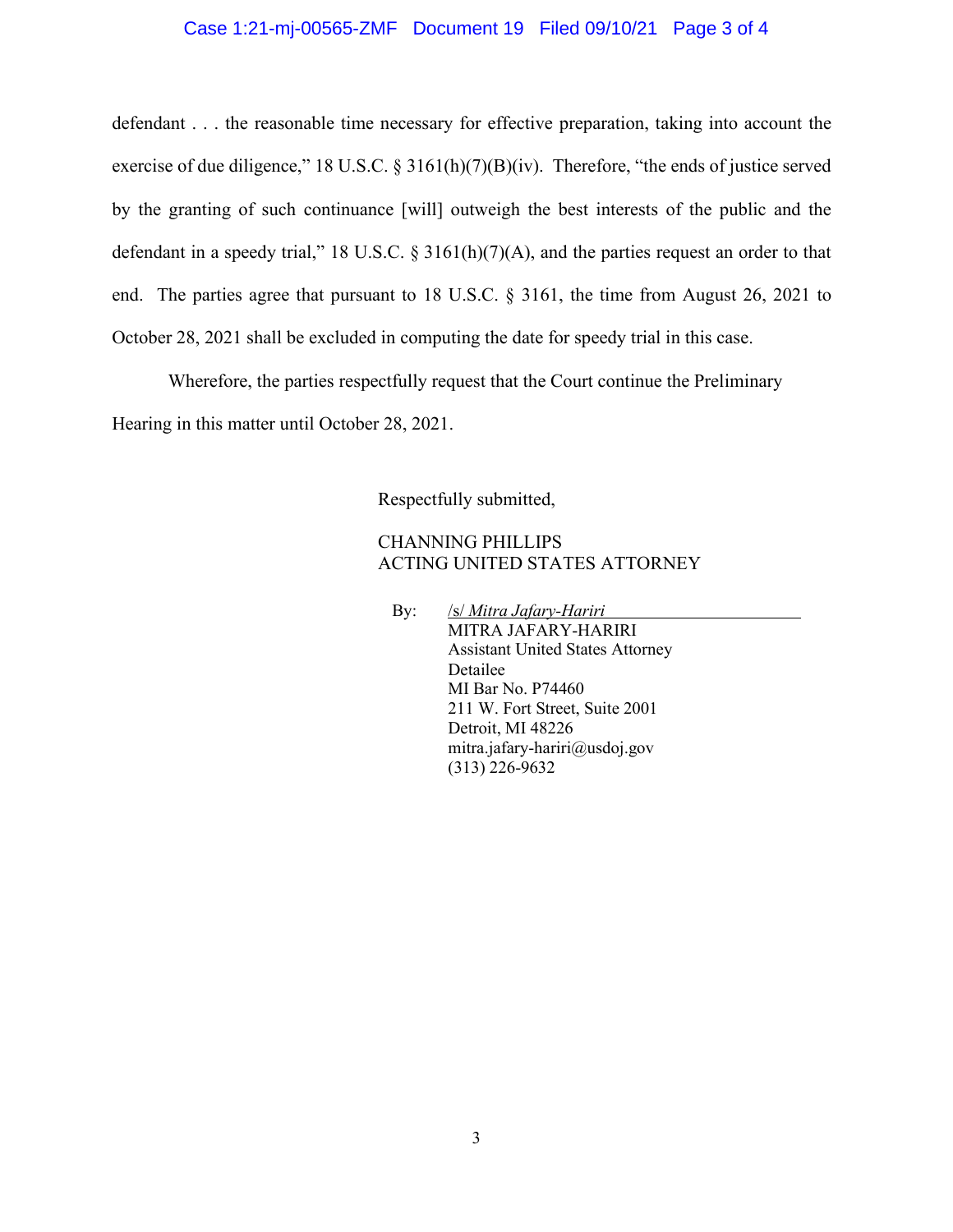defendant . . . the reasonable time necessary for effective preparation, taking into account the exercise of due diligence," 18 U.S.C. § 3161(h)(7)(B)(iv). Therefore, "the ends of justice served by the granting of such continuance [will] outweigh the best interests of the public and the defendant in a speedy trial," 18 U.S.C. § 3161(h)(7)(A), and the parties request an order to that end. The parties agree that pursuant to 18 U.S.C. § 3161, the time from August 26, 2021 to October 28, 2021 shall be excluded in computing the date for speedy trial in this case.

Wherefore, the parties respectfully request that the Court continue the Preliminary Hearing in this matter until October 28, 2021.

Respectfully submitted,

CHANNING PHILLIPS
ACTING UNITED STATES ATTORNEY

By: /s/ *Mitra Jafary-Hariri*
MITRA JAFARY-HARIRI
Assistant United States Attorney
Detailee
MI Bar No. P74460
211 W. Fort Street, Suite 2001
Detroit, MI 48226
mitra.jafary-hariri@usdoj.gov
(313) 226-9632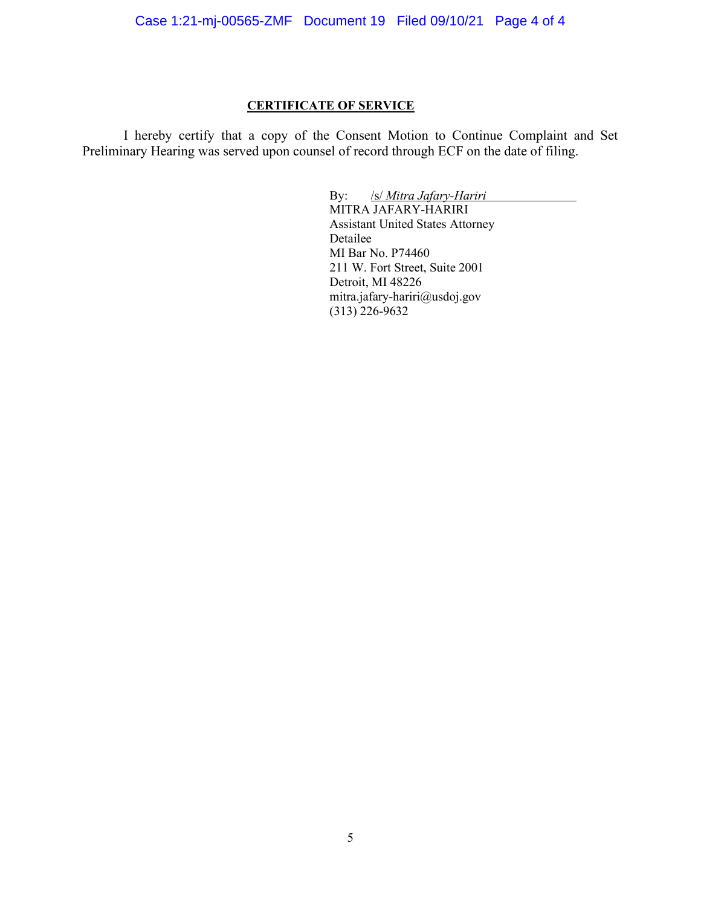**CERTIFICATE OF SERVICE**

I hereby certify that a copy of the Consent Motion to Continue Complaint and Set Preliminary Hearing was served upon counsel of record through ECF on the date of filing.

By: /s/ *Mitra Jafary-Hariri*
MITRA JAFARY-HARIRI
Assistant United States Attorney
Detailee
MI Bar No. P74460
211 W. Fort Street, Suite 2001
Detroit, MI 48226
mitra.jafary-hariri@usdoj.gov
(313) 226-9632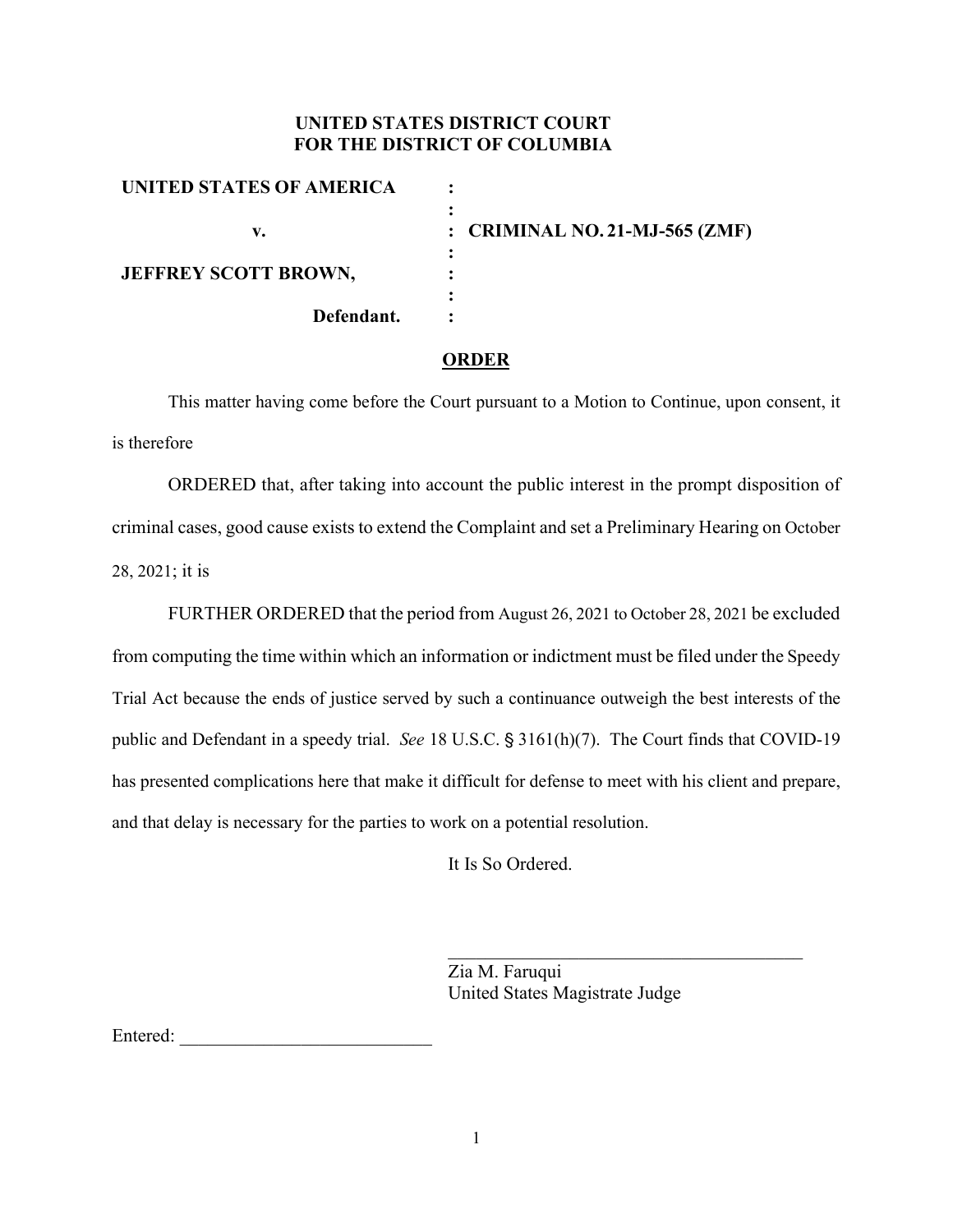**UNITED STATES DISTRICT COURT**
**FOR THE DISTRICT OF COLUMBIA**

| | | |
|---|---|---|
| **UNITED STATES OF AMERICA** | : | |
| | : | |
| **v.** | : | **CRIMINAL NO. 21-MJ-565 (ZMF)** |
| | : | |
| **JEFFREY SCOTT BROWN,** | : | |
| | : | |
| **Defendant.** | : | |

## ORDER

This matter having come before the Court pursuant to a Motion to Continue, upon consent, it is therefore

ORDERED that, after taking into account the public interest in the prompt disposition of criminal cases, good cause exists to extend the Complaint and set a Preliminary Hearing on October 28, 2021; it is

FURTHER ORDERED that the period from August 26, 2021 to October 28, 2021 be excluded from computing the time within which an information or indictment must be filed under the Speedy Trial Act because the ends of justice served by such a continuance outweigh the best interests of the public and Defendant in a speedy trial. *See* 18 U.S.C. § 3161(h)(7). The Court finds that COVID-19 has presented complications here that make it difficult for defense to meet with his client and prepare, and that delay is necessary for the parties to work on a potential resolution.

It Is So Ordered.

\_\_\_\_\_\_\_\_\_\_\_\_\_\_\_\_\_\_\_\_\_\_\_\_\_\_\_\_\_\_\_\_\_\_\_\_\_\_
Zia M. Faruqui
United States Magistrate Judge

Entered: \_\_\_\_\_\_\_\_\_\_\_\_\_\_\_\_\_\_\_\_\_\_\_\_\_\_